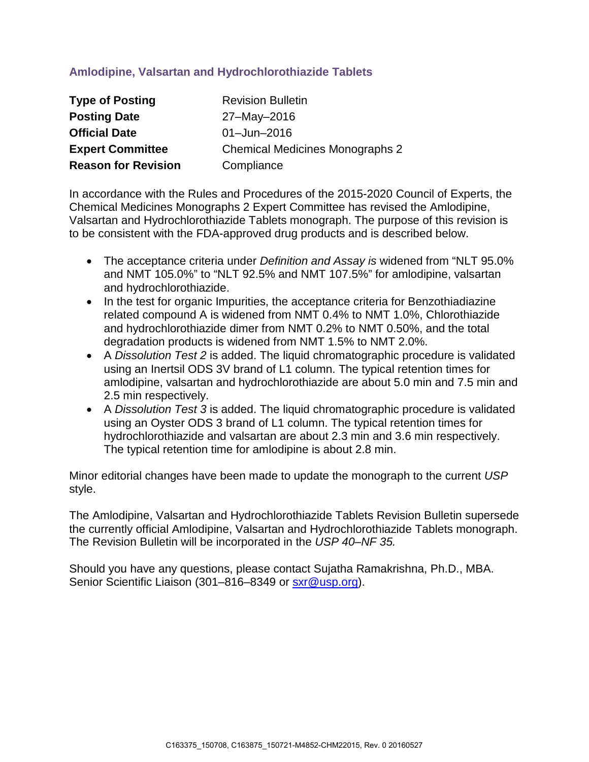## Amlodipine, Valsartan and Hydrochlorothiazide Tablets

| | |
|---|---|
| **Type of Posting** | Revision Bulletin |
| **Posting Date** | 27–May–2016 |
| **Official Date** | 01–Jun–2016 |
| **Expert Committee** | Chemical Medicines Monographs 2 |
| **Reason for Revision** | Compliance |

In accordance with the Rules and Procedures of the 2015-2020 Council of Experts, the Chemical Medicines Monographs 2 Expert Committee has revised the Amlodipine, Valsartan and Hydrochlorothiazide Tablets monograph. The purpose of this revision is to be consistent with the FDA-approved drug products and is described below.

- The acceptance criteria under *Definition and Assay is* widened from "NLT 95.0% and NMT 105.0%" to "NLT 92.5% and NMT 107.5%" for amlodipine, valsartan and hydrochlorothiazide.
- In the test for organic Impurities, the acceptance criteria for Benzothiadiazine related compound A is widened from NMT 0.4% to NMT 1.0%, Chlorothiazide and hydrochlorothiazide dimer from NMT 0.2% to NMT 0.50%, and the total degradation products is widened from NMT 1.5% to NMT 2.0%.
- A *Dissolution Test 2* is added. The liquid chromatographic procedure is validated using an Inertsil ODS 3V brand of L1 column. The typical retention times for amlodipine, valsartan and hydrochlorothiazide are about 5.0 min and 7.5 min and 2.5 min respectively.
- A *Dissolution Test 3* is added. The liquid chromatographic procedure is validated using an Oyster ODS 3 brand of L1 column. The typical retention times for hydrochlorothiazide and valsartan are about 2.3 min and 3.6 min respectively. The typical retention time for amlodipine is about 2.8 min.

Minor editorial changes have been made to update the monograph to the current *USP* style.

The Amlodipine, Valsartan and Hydrochlorothiazide Tablets Revision Bulletin supersede the currently official Amlodipine, Valsartan and Hydrochlorothiazide Tablets monograph. The Revision Bulletin will be incorporated in the *USP 40–NF 35.*

Should you have any questions, please contact Sujatha Ramakrishna, Ph.D., MBA. Senior Scientific Liaison (301–816–8349 or sxr@usp.org).

C163375_150708, C163875_150721-M4852-CHM22015, Rev. 0 20160527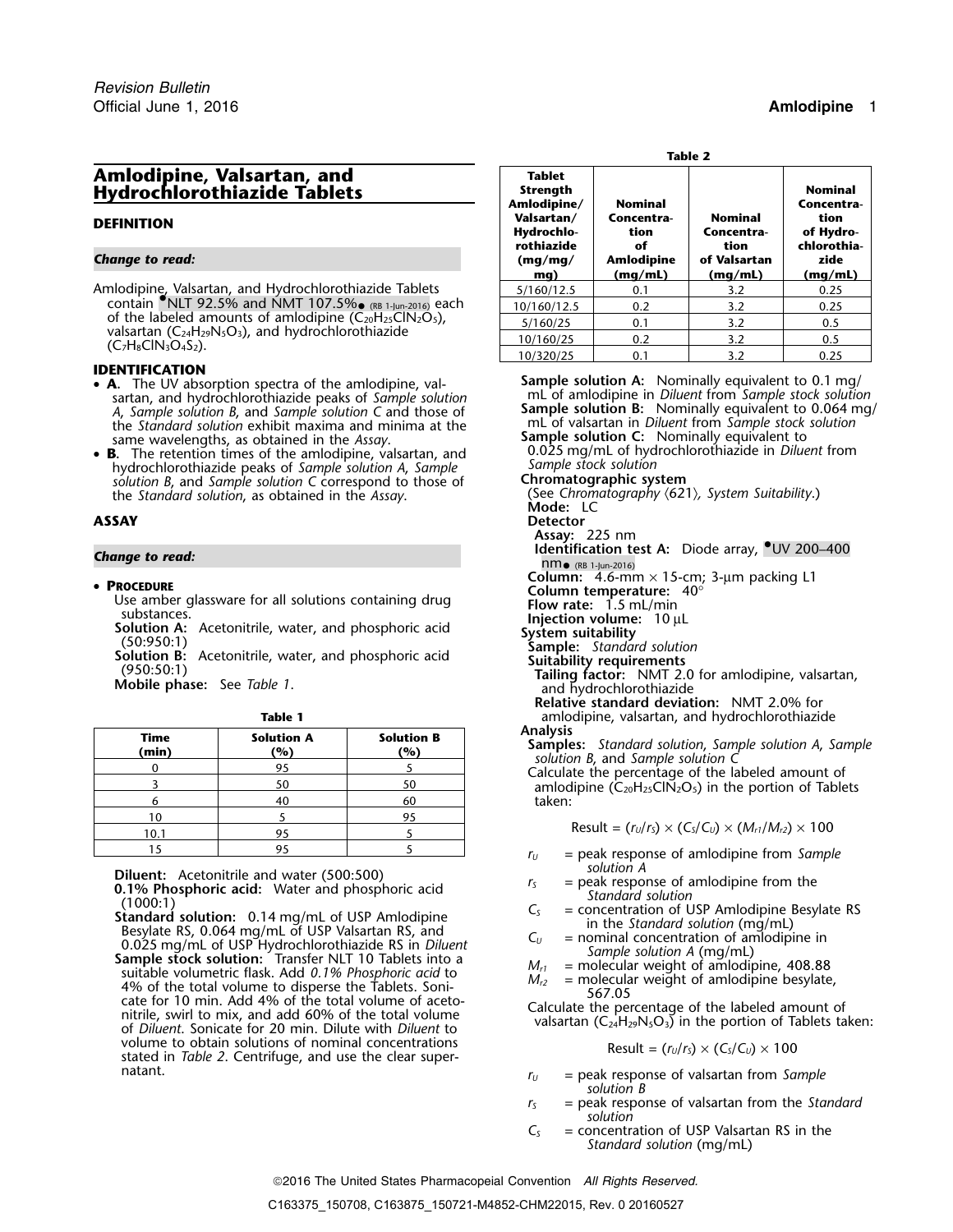## Amlodipine, Valsartan, and Hydrochlorothiazide Tablets

### DEFINITION

*Change to read:*

Amlodipine, Valsartan, and Hydrochlorothiazide Tablets contain •NLT 92.5% and NMT 107.5%• (RB 1-Jun-2016) each of the labeled amounts of amlodipine ($C_{20}H_{25}ClN_2O_5$), valsartan ($C_{24}H_{29}N_5O_3$), and hydrochlorothiazide ($C_7H_8ClN_3O_4S_2$).

### IDENTIFICATION

- **A.** The UV absorption spectra of the amlodipine, valsartan, and hydrochlorothiazide peaks of *Sample solution A*, *Sample solution B*, and *Sample solution C* and those of the *Standard solution* exhibit maxima and minima at the same wavelengths, as obtained in the *Assay*.
- **B.** The retention times of the amlodipine, valsartan, and hydrochlorothiazide peaks of *Sample solution A*, *Sample solution B*, and *Sample solution C* correspond to those of the *Standard solution*, as obtained in the *Assay*.

### ASSAY

*Change to read:*

- **PROCEDURE**

Use amber glassware for all solutions containing drug substances.

**Solution A:** Acetonitrile, water, and phosphoric acid (50:950:1)

**Solution B:** Acetonitrile, water, and phosphoric acid (950:50:1)

**Mobile phase:** See *Table 1*.

**Table 1**

| Time (min) | Solution A (%) | Solution B (%) |
|---|---|---|
| 0 | 95 | 5 |
| 3 | 50 | 50 |
| 6 | 40 | 60 |
| 10 | 5 | 95 |
| 10.1 | 95 | 5 |
| 15 | 95 | 5 |

**Diluent:** Acetonitrile and water (500:500)

**0.1% Phosphoric acid:** Water and phosphoric acid (1000:1)

**Standard solution:** 0.14 mg/mL of USP Amlodipine Besylate RS, 0.064 mg/mL of USP Valsartan RS, and 0.025 mg/mL of USP Hydrochlorothiazide RS in *Diluent*

**Sample stock solution:** Transfer NLT 10 Tablets into a suitable volumetric flask. Add *0.1% Phosphoric acid* to 4% of the total volume to disperse the Tablets. Sonicate for 10 min. Add 4% of the total volume of acetonitrile, swirl to mix, and add 60% of the total volume of *Diluent*. Sonicate for 20 min. Dilute with *Diluent* to volume to obtain solutions of nominal concentrations stated in *Table 2*. Centrifuge, and use the clear supernatant.

**Table 2**

| Tablet Strength Amlodipine/ Valsartan/ Hydrochlorothiazide (mg/mg/mg) | Nominal Concentration of Amlodipine (mg/mL) | Nominal Concentration of Valsartan (mg/mL) | Nominal Concentration of Hydrochlorothiazide (mg/mL) |
|---|---|---|---|
| 5/160/12.5 | 0.1 | 3.2 | 0.25 |
| 10/160/12.5 | 0.2 | 3.2 | 0.25 |
| 5/160/25 | 0.1 | 3.2 | 0.5 |
| 10/160/25 | 0.2 | 3.2 | 0.5 |
| 10/320/25 | 0.1 | 3.2 | 0.25 |

**Sample solution A:** Nominally equivalent to 0.1 mg/mL of amlodipine in *Diluent* from *Sample stock solution*

**Sample solution B:** Nominally equivalent to 0.064 mg/mL of valsartan in *Diluent* from *Sample stock solution*

**Sample solution C:** Nominally equivalent to 0.025 mg/mL of hydrochlorothiazide in *Diluent* from *Sample stock solution*

**Chromatographic system**

(See *Chromatography* ⟨621⟩*, System Suitability*.)

**Mode:** LC

**Detector**

**Assay:** 225 nm

**Identification test A:** Diode array, •UV 200–400 nm• (RB 1-Jun-2016)

**Column:** 4.6-mm × 15-cm; 3-µm packing L1

**Column temperature:** 40°

**Flow rate:** 1.5 mL/min

**Injection volume:** 10 µL

**System suitability**

**Sample:** *Standard solution*

**Suitability requirements**

**Tailing factor:** NMT 2.0 for amlodipine, valsartan, and hydrochlorothiazide

**Relative standard deviation:** NMT 2.0% for amlodipine, valsartan, and hydrochlorothiazide

**Analysis**

**Samples:** *Standard solution*, *Sample solution A*, *Sample solution B*, and *Sample solution C*

Calculate the percentage of the labeled amount of amlodipine ($C_{20}H_{25}ClN_2O_5$) in the portion of Tablets taken:

$$\text{Result} = (r_U/r_S) \times (C_S/C_U) \times (M_{r1}/M_{r2}) \times 100$$

- $r_U$ = peak response of amlodipine from *Sample solution A*
- $r_S$ = peak response of amlodipine from the *Standard solution*
- $C_S$ = concentration of USP Amlodipine Besylate RS in the *Standard solution* (mg/mL)
- $C_U$ = nominal concentration of amlodipine in *Sample solution A* (mg/mL)
- $M_{r1}$ = molecular weight of amlodipine, 408.88
- $M_{r2}$ = molecular weight of amlodipine besylate, 567.05

Calculate the percentage of the labeled amount of valsartan ($C_{24}H_{29}N_5O_3$) in the portion of Tablets taken:

$$\text{Result} = (r_U/r_S) \times (C_S/C_U) \times 100$$

- $r_U$ = peak response of valsartan from *Sample solution B*
- $r_S$ = peak response of valsartan from the *Standard solution*
- $C_S$ = concentration of USP Valsartan RS in the *Standard solution* (mg/mL)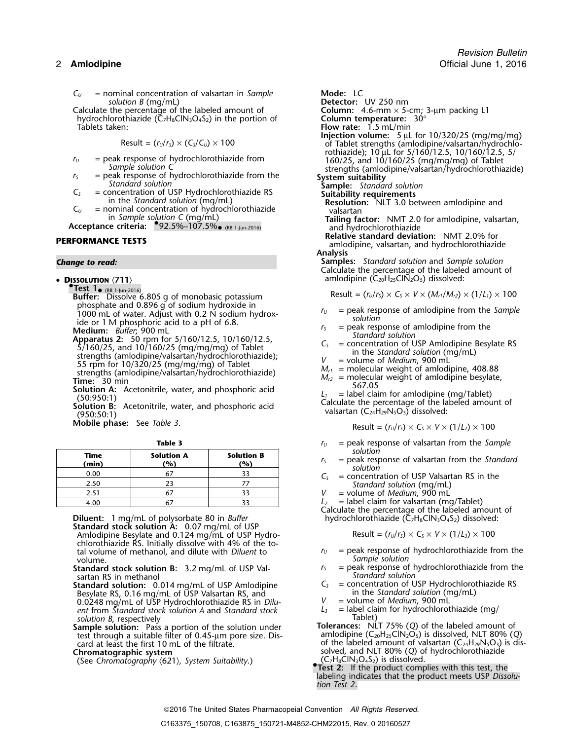$C_U$ = nominal concentration of valsartan in *Sample solution B* (mg/mL)

Calculate the percentage of the labeled amount of hydrochlorothiazide ($C_7H_8ClN_3O_4S_2$) in the portion of Tablets taken:

$$\text{Result} = (r_U/r_S) \times (C_S/C_U) \times 100$$

$r_U$ = peak response of hydrochlorothiazide from *Sample solution C*

$r_S$ = peak response of hydrochlorothiazide from the *Standard solution*

$C_S$ = concentration of USP Hydrochlorothiazide RS in the *Standard solution* (mg/mL)

$C_U$ = nominal concentration of hydrochlorothiazide in *Sample solution C* (mg/mL)

**Acceptance criteria:** •92.5%–107.5%• (RB 1-Jun-2016)

## PERFORMANCE TESTS

*Change to read:*

- **Dissolution** ⟨711⟩

•**Test 1**• (RB 1-Jun-2016)

**Buffer:** Dissolve 6.805 g of monobasic potassium phosphate and 0.896 g of sodium hydroxide in 1000 mL of water. Adjust with 0.2 N sodium hydroxide or 1 M phosphoric acid to a pH of 6.8.

**Medium:** *Buffer*; 900 mL

**Apparatus 2:** 50 rpm for 5/160/12.5, 10/160/12.5, 5/160/25, and 10/160/25 (mg/mg/mg) of Tablet strengths (amlodipine/valsartan/hydrochlorothiazide); 55 rpm for 10/320/25 (mg/mg/mg) of Tablet strengths (amlodipine/valsartan/hydrochlorothiazide)

**Time:** 30 min

**Solution A:** Acetonitrile, water, and phosphoric acid (50:950:1)

**Solution B:** Acetonitrile, water, and phosphoric acid (950:50:1)

**Mobile phase:** See *Table 3*.

**Table 3**

| Time (min) | Solution A (%) | Solution B (%) |
|---|---|---|
| 0.00 | 67 | 33 |
| 2.50 | 23 | 77 |
| 2.51 | 67 | 33 |
| 4.00 | 67 | 33 |

**Diluent:** 1 mg/mL of polysorbate 80 in *Buffer*

**Standard stock solution A:** 0.07 mg/mL of USP Amlodipine Besylate and 0.124 mg/mL of USP Hydrochlorothiazide RS. Initially dissolve with 4% of the total volume of methanol, and dilute with *Diluent* to volume.

**Standard stock solution B:** 3.2 mg/mL of USP Valsartan RS in methanol

**Standard solution:** 0.014 mg/mL of USP Amlodipine Besylate RS, 0.16 mg/mL of USP Valsartan RS, and 0.0248 mg/mL of USP Hydrochlorothiazide RS in *Diluent* from *Standard stock solution A* and *Standard stock solution B*, respectively

**Sample solution:** Pass a portion of the solution under test through a suitable filter of 0.45-µm pore size. Discard at least the first 10 mL of the filtrate.

**Chromatographic system**

(See *Chromatography* ⟨621⟩*, System Suitability*.)

**Mode:** LC

**Detector:** UV 250 nm

**Column:** 4.6-mm × 5-cm; 3-µm packing L1

**Column temperature:** 30°

**Flow rate:** 1.5 mL/min

**Injection volume:** 5 µL for 10/320/25 (mg/mg/mg) of Tablet strengths (amlodipine/valsartan/hydrochlorothiazide); 10 µL for 5/160/12.5, 10/160/12.5, 5/160/25, and 10/160/25 (mg/mg/mg) of Tablet strengths (amlodipine/valsartan/hydrochlorothiazide)

**System suitability**

**Sample:** *Standard solution*

**Suitability requirements**

**Resolution:** NLT 3.0 between amlodipine and valsartan

**Tailing factor:** NMT 2.0 for amlodipine, valsartan, and hydrochlorothiazide

**Relative standard deviation:** NMT 2.0% for amlodipine, valsartan, and hydrochlorothiazide

**Analysis**

**Samples:** *Standard solution* and *Sample solution*

Calculate the percentage of the labeled amount of amlodipine ($C_{20}H_{25}ClN_2O_5$) dissolved:

$$\text{Result} = (r_U/r_S) \times C_S \times V \times (M_{r1}/M_{r2}) \times (1/L_1) \times 100$$

$r_U$ = peak response of amlodipine from the *Sample solution*

$r_S$ = peak response of amlodipine from the *Standard solution*

$C_S$ = concentration of USP Amlodipine Besylate RS in the *Standard solution* (mg/mL)

$V$ = volume of *Medium*, 900 mL

$M_{r1}$ = molecular weight of amlodipine, 408.88

$M_{r2}$ = molecular weight of amlodipine besylate, 567.05

$L_1$ = label claim for amlodipine (mg/Tablet)

Calculate the percentage of the labeled amount of valsartan ($C_{24}H_{29}N_5O_3$) dissolved:

$$\text{Result} = (r_U/r_S) \times C_S \times V \times (1/L_2) \times 100$$

$r_U$ = peak response of valsartan from the *Sample solution*

$r_S$ = peak response of valsartan from the *Standard solution*

$C_S$ = concentration of USP Valsartan RS in the *Standard solution* (mg/mL)

$V$ = volume of *Medium*, 900 mL

$L_2$ = label claim for valsartan (mg/Tablet)

Calculate the percentage of the labeled amount of hydrochlorothiazide ($C_7H_8ClN_3O_4S_2$) dissolved:

$$\text{Result} = (r_U/r_S) \times C_S \times V \times (1/L_3) \times 100$$

$r_U$ = peak response of hydrochlorothiazide from the *Sample solution*

$r_S$ = peak response of hydrochlorothiazide from the *Standard solution*

$C_S$ = concentration of USP Hydrochlorothiazide RS in the *Standard solution* (mg/mL)

$V$ = volume of *Medium*, 900 mL

$L_3$ = label claim for hydrochlorothiazide (mg/Tablet)

**Tolerances:** NLT 75% (*Q*) of the labeled amount of amlodipine ($C_{20}H_{25}ClN_2O_5$) is dissolved, NLT 80% (*Q*) of the labeled amount of valsartan ($C_{24}H_{29}N_5O_3$) is dissolved, and NLT 80% (*Q*) of hydrochlorothiazide ($C_7H_8ClN_3O_4S_2$) is dissolved.

•**Test 2:** If the product complies with this test, the labeling indicates that the product meets USP *Dissolution Test 2*.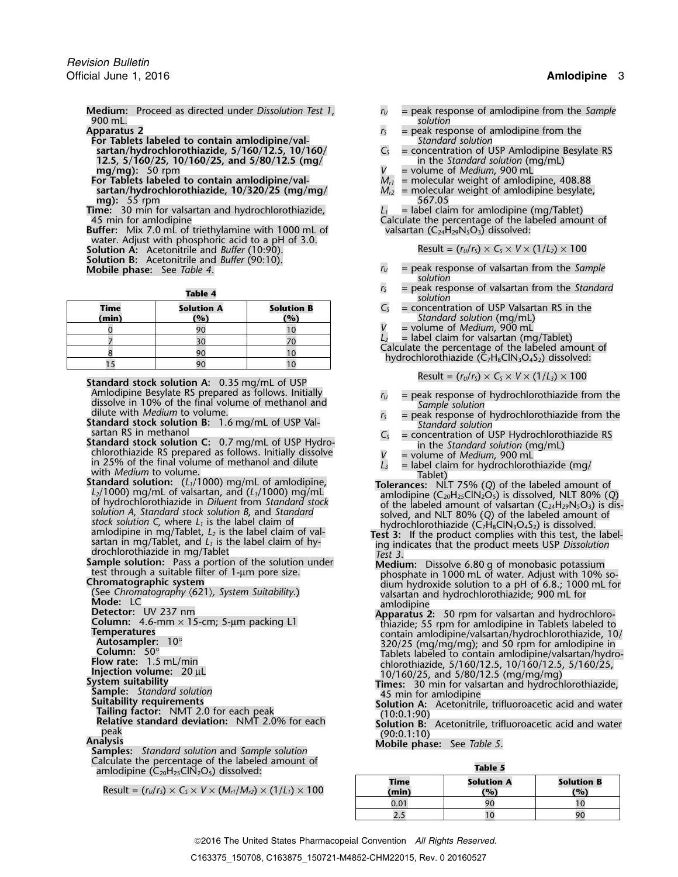**Medium:** Proceed as directed under *Dissolution Test 1*, 900 mL.

**Apparatus 2**

**For Tablets labeled to contain amlodipine/valsartan/hydrochlorothiazide, 5/160/12.5, 10/160/12.5, 5/160/25, 10/160/25, and 5/80/12.5 (mg/mg/mg):** 50 rpm

**For Tablets labeled to contain amlodipine/valsartan/hydrochlorothiazide, 10/320/25 (mg/mg/mg):** 55 rpm

**Time:** 30 min for valsartan and hydrochlorothiazide, 45 min for amlodipine

**Buffer:** Mix 7.0 mL of triethylamine with 1000 mL of water. Adjust with phosphoric acid to a pH of 3.0.

**Solution A:** Acetonitrile and *Buffer* (10:90).

**Solution B:** Acetonitrile and *Buffer* (90:10).

**Mobile phase:** See *Table 4*.

**Table 4**

| Time (min) | Solution A (%) | Solution B (%) |
|---|---|---|
| 0 | 90 | 10 |
| 7 | 30 | 70 |
| 8 | 90 | 10 |
| 15 | 90 | 10 |

**Standard stock solution A:** 0.35 mg/mL of USP Amlodipine Besylate RS prepared as follows. Initially dissolve in 10% of the final volume of methanol and dilute with *Medium* to volume.

**Standard stock solution B:** 1.6 mg/mL of USP Valsartan RS in methanol

**Standard stock solution C:** 0.7 mg/mL of USP Hydrochlorothiazide RS prepared as follows. Initially dissolve in 25% of the final volume of methanol and dilute with *Medium* to volume.

**Standard solution:** ($L_1$/1000) mg/mL of amlodipine, ($L_2$/1000) mg/mL of valsartan, and ($L_3$/1000) mg/mL of hydrochlorothiazide in *Diluent* from *Standard stock solution A*, *Standard stock solution B*, and *Standard stock solution C*, where $L_1$ is the label claim of amlodipine in mg/Tablet, $L_2$ is the label claim of valsartan in mg/Tablet, and $L_3$ is the label claim of hydrochlorothiazide in mg/Tablet

**Sample solution:** Pass a portion of the solution under test through a suitable filter of 1-µm pore size.

**Chromatographic system**

(See *Chromatography* ⟨621⟩*, System Suitability*.)

**Mode:** LC

**Detector:** UV 237 nm

**Column:** 4.6-mm × 15-cm; 5-µm packing L1

**Temperatures**

**Autosampler:** 10°

**Column:** 50°

**Flow rate:** 1.5 mL/min

**Injection volume:** 20 µL

**System suitability**

**Sample:** *Standard solution*

**Suitability requirements**

**Tailing factor:** NMT 2.0 for each peak

**Relative standard deviation:** NMT 2.0% for each peak

**Analysis**

**Samples:** *Standard solution* and *Sample solution*

Calculate the percentage of the labeled amount of amlodipine ($C_{20}H_{25}ClN_2O_5$) dissolved:

$$\text{Result} = (r_U/r_S) \times C_S \times V \times (M_{r1}/M_{r2}) \times (1/L_1) \times 100$$

$r_U$ = peak response of amlodipine from the *Sample solution*

$r_S$ = peak response of amlodipine from the *Standard solution*

$C_S$ = concentration of USP Amlodipine Besylate RS in the *Standard solution* (mg/mL)

$V$ = volume of *Medium*, 900 mL

$M_{r1}$ = molecular weight of amlodipine, 408.88

$M_{r2}$ = molecular weight of amlodipine besylate, 567.05

$L_1$ = label claim for amlodipine (mg/Tablet)

Calculate the percentage of the labeled amount of valsartan ($C_{24}H_{29}N_5O_3$) dissolved:

$$\text{Result} = (r_U/r_S) \times C_S \times V \times (1/L_2) \times 100$$

$r_U$ = peak response of valsartan from the *Sample solution*

$r_S$ = peak response of valsartan from the *Standard solution*

$C_S$ = concentration of USP Valsartan RS in the *Standard solution* (mg/mL)

$V$ = volume of *Medium*, 900 mL

$L_2$ = label claim for valsartan (mg/Tablet)

Calculate the percentage of the labeled amount of hydrochlorothiazide ($C_7H_8ClN_3O_4S_2$) dissolved:

$$\text{Result} = (r_U/r_S) \times C_S \times V \times (1/L_3) \times 100$$

$r_U$ = peak response of hydrochlorothiazide from the *Sample solution*

$r_S$ = peak response of hydrochlorothiazide from the *Standard solution*

$C_S$ = concentration of USP Hydrochlorothiazide RS in the *Standard solution* (mg/mL)

$V$ = volume of *Medium*, 900 mL

$L_3$ = label claim for hydrochlorothiazide (mg/Tablet)

**Tolerances:** NLT 75% (*Q*) of the labeled amount of amlodipine ($C_{20}H_{25}ClN_2O_5$) is dissolved, NLT 80% (*Q*) of the labeled amount of valsartan ($C_{24}H_{29}N_5O_3$) is dissolved, and NLT 80% (*Q*) of the labeled amount of hydrochlorothiazide ($C_7H_8ClN_3O_4S_2$) is dissolved.

**Test 3:** If the product complies with this test, the labeling indicates that the product meets USP *Dissolution Test 3*.

**Medium:** Dissolve 6.80 g of monobasic potassium phosphate in 1000 mL of water. Adjust with 10% sodium hydroxide solution to a pH of 6.8.; 1000 mL for valsartan and hydrochlorothiazide; 900 mL for amlodipine

**Apparatus 2:** 50 rpm for valsartan and hydrochlorothiazide; 55 rpm for amlodipine in Tablets labeled to contain amlodipine/valsartan/hydrochlorothiazide, 10/320/25 (mg/mg/mg); and 50 rpm for amlodipine in Tablets labeled to contain amlodipine/valsartan/hydrochlorothiazide, 5/160/12.5, 10/160/12.5, 5/160/25, 10/160/25, and 5/80/12.5 (mg/mg/mg)

**Times:** 30 min for valsartan and hydrochlorothiazide, 45 min for amlodipine

**Solution A:** Acetonitrile, trifluoroacetic acid and water (10:0.1:90)

**Solution B:** Acetonitrile, trifluoroacetic acid and water (90:0.1:10)

**Mobile phase:** See *Table 5*.

**Table 5**

| Time (min) | Solution A (%) | Solution B (%) |
|---|---|---|
| 0.01 | 90 | 10 |
| 2.5 | 10 | 90 |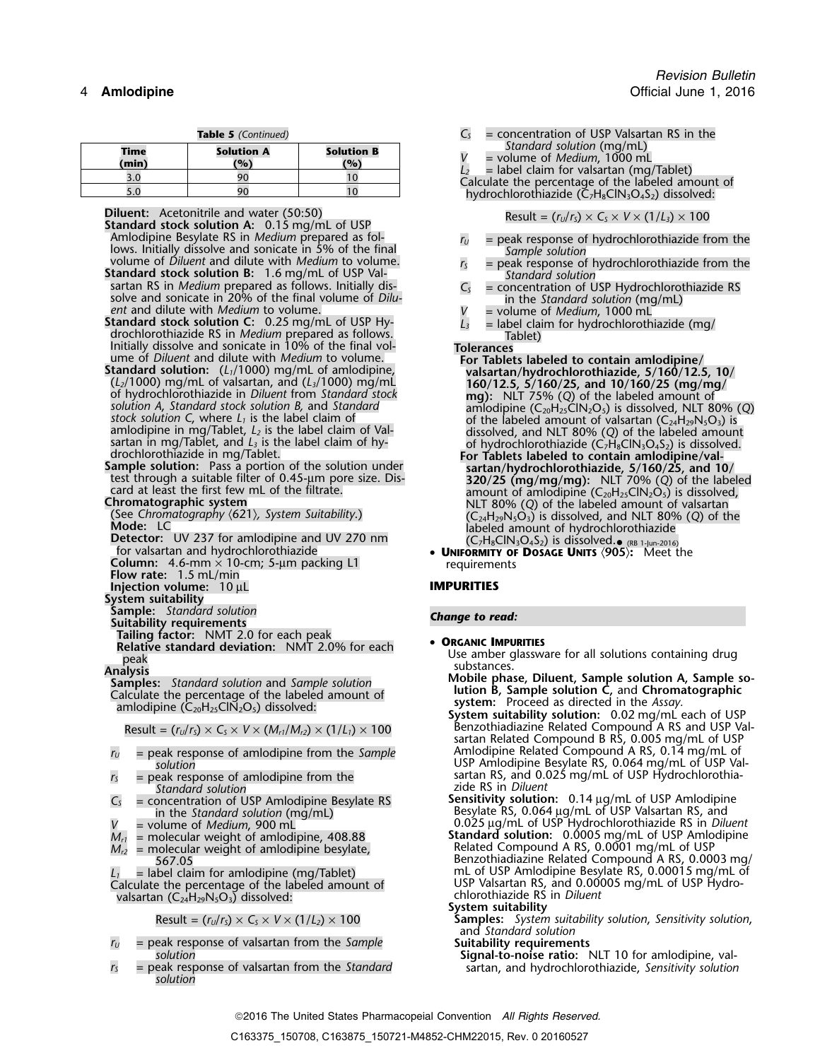**Table 5** *(Continued)*

| Time (min) | Solution A (%) | Solution B (%) |
|---|---|---|
| 3.0 | 90 | 10 |
| 5.0 | 90 | 10 |

**Diluent:** Acetonitrile and water (50:50)

**Standard stock solution A:** 0.15 mg/mL of USP Amlodipine Besylate RS in *Medium* prepared as follows. Initially dissolve and sonicate in 5% of the final volume of *Diluent* and dilute with *Medium* to volume.

**Standard stock solution B:** 1.6 mg/mL of USP Valsartan RS in *Medium* prepared as follows. Initially dissolve and sonicate in 20% of the final volume of *Diluent* and dilute with *Medium* to volume.

**Standard stock solution C:** 0.25 mg/mL of USP Hydrochlorothiazide RS in *Medium* prepared as follows. Initially dissolve and sonicate in 10% of the final volume of *Diluent* and dilute with *Medium* to volume.

**Standard solution:** ($L_1$/1000) mg/mL of amlodipine, ($L_2$/1000) mg/mL of valsartan, and ($L_3$/1000) mg/mL of hydrochlorothiazide in *Diluent* from *Standard stock solution A*, *Standard stock solution B,* and *Standard stock solution C*, where $L_1$ is the label claim of amlodipine in mg/Tablet, $L_2$ is the label claim of Valsartan in mg/Tablet, and $L_3$ is the label claim of hydrochlorothiazide in mg/Tablet.

**Sample solution:** Pass a portion of the solution under test through a suitable filter of 0.45-µm pore size. Discard at least the first few mL of the filtrate.

**Chromatographic system**

(See *Chromatography* ⟨621⟩, *System Suitability.*)

**Mode:** LC

**Detector:** UV 237 for amlodipine and UV 270 nm for valsartan and hydrochlorothiazide

**Column:** 4.6-mm × 10-cm; 5-µm packing L1

**Flow rate:** 1.5 mL/min

**Injection volume:** 10 µL

**System suitability**

**Sample:** *Standard solution*

**Suitability requirements**

**Tailing factor:** NMT 2.0 for each peak

**Relative standard deviation:** NMT 2.0% for each peak

**Analysis**

**Samples:** *Standard solution* and *Sample solution*

Calculate the percentage of the labeled amount of amlodipine ($C_{20}H_{25}ClN_2O_5$) dissolved:

$$\text{Result} = (r_U/r_S) \times C_S \times V \times (M_{r1}/M_{r2}) \times (1/L_1) \times 100$$

- $r_U$ = peak response of amlodipine from the *Sample solution*
- $r_S$ = peak response of amlodipine from the *Standard solution*
- $C_S$ = concentration of USP Amlodipine Besylate RS in the *Standard solution* (mg/mL)
- $V$ = volume of *Medium*, 900 mL
- $M_{r1}$ = molecular weight of amlodipine, 408.88
- $M_{r2}$ = molecular weight of amlodipine besylate, 567.05
- $L_1$ = label claim for amlodipine (mg/Tablet)

Calculate the percentage of the labeled amount of valsartan ($C_{24}H_{29}N_5O_3$) dissolved:

$$\text{Result} = (r_U/r_S) \times C_S \times V \times (1/L_2) \times 100$$

- $r_U$ = peak response of valsartan from the *Sample solution*
- $r_S$ = peak response of valsartan from the *Standard solution*
- $C_S$ = concentration of USP Valsartan RS in the *Standard solution* (mg/mL)
- $V$ = volume of *Medium*, 1000 mL
- $L_2$ = label claim for valsartan (mg/Tablet)

Calculate the percentage of the labeled amount of hydrochlorothiazide ($C_7H_8ClN_3O_4S_2$) dissolved:

$$\text{Result} = (r_U/r_S) \times C_S \times V \times (1/L_3) \times 100$$

- $r_U$ = peak response of hydrochlorothiazide from the *Sample solution*
- $r_S$ = peak response of hydrochlorothiazide from the *Standard solution*
- $C_S$ = concentration of USP Hydrochlorothiazide RS in the *Standard solution* (mg/mL)
- $V$ = volume of *Medium*, 1000 mL
- $L_3$ = label claim for hydrochlorothiazide (mg/Tablet)

**Tolerances**

**For Tablets labeled to contain amlodipine/valsartan/hydrochlorothiazide, 5/160/12.5, 10/160/12.5, 5/160/25, and 10/160/25 (mg/mg/mg):** NLT 75% (*Q*) of the labeled amount of amlodipine ($C_{20}H_{25}ClN_2O_5$) is dissolved, NLT 80% (*Q*) of the labeled amount of valsartan ($C_{24}H_{29}N_5O_3$) is dissolved, and NLT 80% (*Q*) of the labeled amount of hydrochlorothiazide ($C_7H_8ClN_3O_4S_2$) is dissolved.

**For Tablets labeled to contain amlodipine/valsartan/hydrochlorothiazide, 5/160/25, and 10/320/25 (mg/mg/mg):** NLT 70% (*Q*) of the labeled amount of amlodipine ($C_{20}H_{25}ClN_2O_5$) is dissolved, NLT 80% (*Q*) of the labeled amount of valsartan ($C_{24}H_{29}N_5O_3$) is dissolved, and NLT 80% (*Q*) of the labeled amount of hydrochlorothiazide ($C_7H_8ClN_3O_4S_2$) is dissolved.● (RB 1-Jun-2016)

- **Uniformity of Dosage Units** ⟨905⟩**:** Meet the requirements

## IMPURITIES

*Change to read:*

- **Organic Impurities**

Use amber glassware for all solutions containing drug substances.

**Mobile phase, Diluent, Sample solution A, Sample solution B, Sample solution C,** and **Chromatographic system:** Proceed as directed in the *Assay.*

**System suitability solution:** 0.02 mg/mL each of USP Benzothiadiazine Related Compound A RS and USP Valsartan Related Compound B RS, 0.005 mg/mL of USP Amlodipine Related Compound A RS, 0.14 mg/mL of USP Amlodipine Besylate RS, 0.064 mg/mL of USP Valsartan RS, and 0.025 mg/mL of USP Hydrochlorothiazide RS in *Diluent*

**Sensitivity solution:** 0.14 µg/mL of USP Amlodipine Besylate RS, 0.064 µg/mL of USP Valsartan RS, and 0.025 µg/mL of USP Hydrochlorothiazide RS in *Diluent*

**Standard solution:** 0.0005 mg/mL of USP Amlodipine Related Compound A RS, 0.0001 mg/mL of USP Benzothiadiazine Related Compound A RS, 0.0003 mg/mL of USP Amlodipine Besylate RS, 0.00015 mg/mL of USP Valsartan RS, and 0.00005 mg/mL of USP Hydrochlorothiazide RS in *Diluent*

**System suitability**

**Samples:** *System suitability solution*, *Sensitivity solution*, and *Standard solution*

**Suitability requirements**

**Signal-to-noise ratio:** NLT 10 for amlodipine, valsartan, and hydrochlorothiazide, *Sensitivity solution*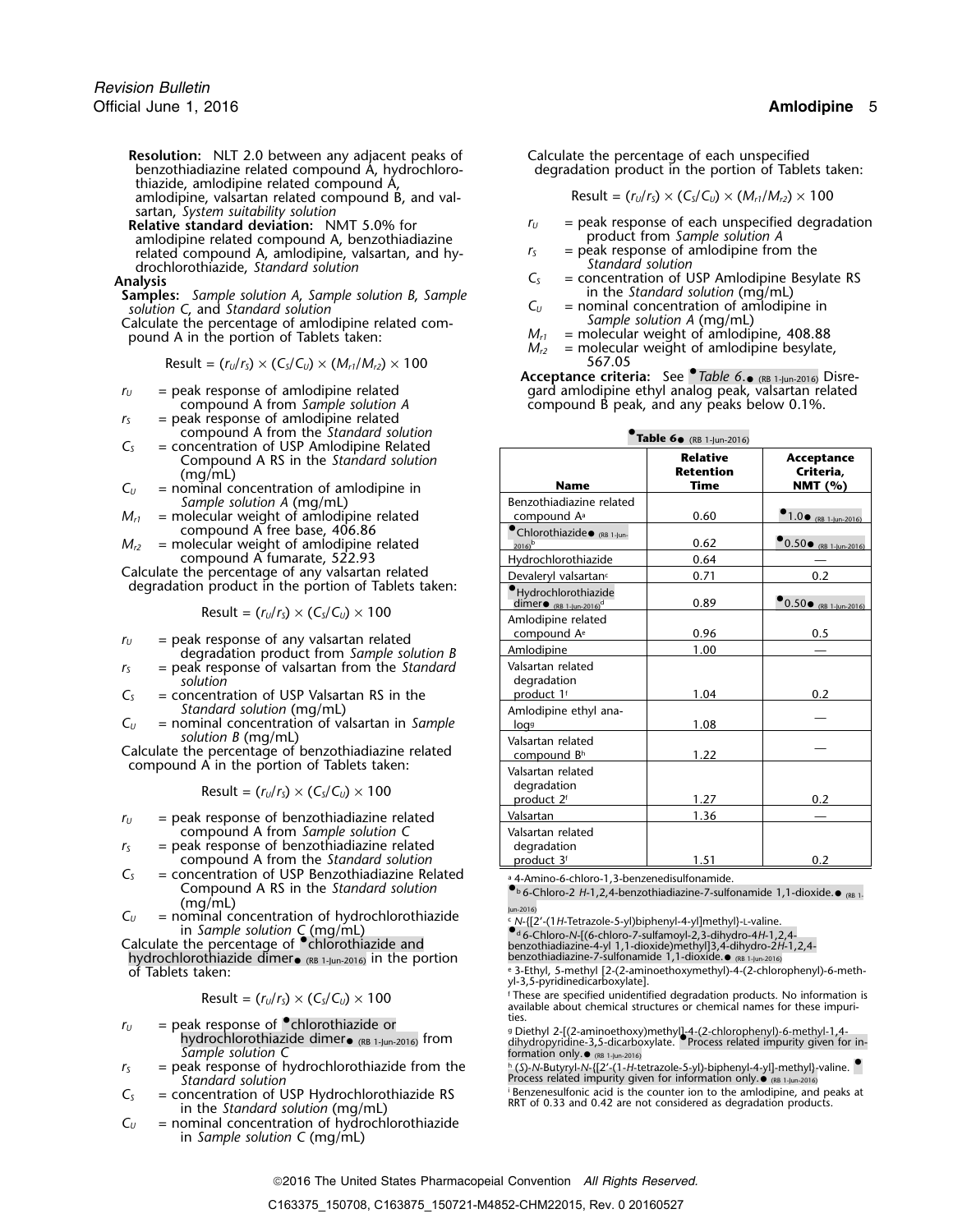**Resolution:** NLT 2.0 between any adjacent peaks of benzothiadiazine related compound A, hydrochlorothiazide, amlodipine related compound A, amlodipine, valsartan related compound B, and valsartan, *System suitability solution*

**Relative standard deviation:** NMT 5.0% for amlodipine related compound A, benzothiadiazine related compound A, amlodipine, valsartan, and hydrochlorothiazide, *Standard solution*

**Analysis**

**Samples:** *Sample solution A*, *Sample solution B*, *Sample solution C*, and *Standard solution*

Calculate the percentage of amlodipine related compound A in the portion of Tablets taken:

$$\text{Result} = (r_U/r_S) \times (C_S/C_U) \times (M_{r1}/M_{r2}) \times 100$$

$r_U$ = peak response of amlodipine related compound A from *Sample solution A*

$r_S$ = peak response of amlodipine related compound A from the *Standard solution*

$C_S$ = concentration of USP Amlodipine Related Compound A RS in the *Standard solution* (mg/mL)

$C_U$ = nominal concentration of amlodipine in *Sample solution A* (mg/mL)

$M_{r1}$ = molecular weight of amlodipine related compound A free base, 406.86

$M_{r2}$ = molecular weight of amlodipine related compound A fumarate, 522.93

Calculate the percentage of any valsartan related degradation product in the portion of Tablets taken:

$$\text{Result} = (r_U/r_S) \times (C_S/C_U) \times 100$$

$r_U$ = peak response of any valsartan related degradation product from *Sample solution B*

$r_S$ = peak response of valsartan from the *Standard solution*

$C_S$ = concentration of USP Valsartan RS in the *Standard solution* (mg/mL)

$C_U$ = nominal concentration of valsartan in *Sample solution B* (mg/mL)

Calculate the percentage of benzothiadiazine related compound A in the portion of Tablets taken:

$$\text{Result} = (r_U/r_S) \times (C_S/C_U) \times 100$$

$r_U$ = peak response of benzothiadiazine related compound A from *Sample solution C*

$r_S$ = peak response of benzothiadiazine related compound A from the *Standard solution*

$C_S$ = concentration of USP Benzothiadiazine Related Compound A RS in the *Standard solution* (mg/mL)

$C_U$ = nominal concentration of hydrochlorothiazide in *Sample solution C* (mg/mL)

Calculate the percentage of •chlorothiazide and hydrochlorothiazide dimer• (RB 1-Jun-2016) in the portion of Tablets taken:

$$\text{Result} = (r_U/r_S) \times (C_S/C_U) \times 100$$

$r_U$ = peak response of •chlorothiazide or hydrochlorothiazide dimer• (RB 1-Jun-2016) from *Sample solution C*

$r_S$ = peak response of hydrochlorothiazide from the *Standard solution*

$C_S$ = concentration of USP Hydrochlorothiazide RS in the *Standard solution* (mg/mL)

$C_U$ = nominal concentration of hydrochlorothiazide in *Sample solution C* (mg/mL)

Calculate the percentage of each unspecified degradation product in the portion of Tablets taken:

$$\text{Result} = (r_U/r_S) \times (C_S/C_U) \times (M_{r1}/M_{r2}) \times 100$$

$r_U$ = peak response of each unspecified degradation product from *Sample solution A*

$r_S$ = peak response of amlodipine from the *Standard solution*

$C_S$ = concentration of USP Amlodipine Besylate RS in the *Standard solution* (mg/mL)

$C_U$ = nominal concentration of amlodipine in *Sample solution A* (mg/mL)

$M_{r1}$ = molecular weight of amlodipine, 408.88

$M_{r2}$ = molecular weight of amlodipine besylate, 567.05

**Acceptance criteria:** See •*Table 6*.• (RB 1-Jun-2016) Disregard amlodipine ethyl analog peak, valsartan related compound B peak, and any peaks below 0.1%.

**•Table 6•** (RB 1-Jun-2016)

| Name | Relative Retention Time | Acceptance Criteria, NMT (%) |
|---|---|---|
| Benzothiadiazine related compound A[a] | 0.60 | •1.0• (RB 1-Jun-2016) |
| •Chlorothiazide• (RB 1-Jun-2016)[b] | 0.62 | •0.50• (RB 1-Jun-2016) |
| Hydrochlorothiazide | 0.64 | — |
| Devaleryl valsartan[c] | 0.71 | 0.2 |
| •Hydrochlorothiazide dimer• (RB 1-Jun-2016)[d] | 0.89 | •0.50• (RB 1-Jun-2016) |
| Amlodipine related compound A[e] | 0.96 | 0.5 |
| Amlodipine | 1.00 | — |
| Valsartan related degradation product 1[f] | 1.04 | 0.2 |
| Amlodipine ethyl analog[g] | 1.08 | — |
| Valsartan related compound B[h] | 1.22 | — |
| Valsartan related degradation product 2[f] | 1.27 | 0.2 |
| Valsartan | 1.36 | — |
| Valsartan related degradation product 3[f] | 1.51 | 0.2 |

[a] 4-Amino-6-chloro-1,3-benzenedisulfonamide.

•[b] 6-Chloro-2 *H*-1,2,4-benzothiadiazine-7-sulfonamide 1,1-dioxide.• (RB 1-Jun-2016)

[c] *N*-{[2′-(1*H*-Tetrazole-5-yl)biphenyl-4-yl]methyl}-L-valine.

•[d] 6-Chloro-*N*-[(6-chloro-7-sulfamoyl-2,3-dihydro-4*H*-1,2,4-benzothiadiazin-4-yl 1,1-dioxide)methyl]3,4-dihydro-2*H*-1,2,4-benzothiadiazine-7-sulfonamide 1,1-dioxide.• (RB 1-Jun-2016)

[e] 3-Ethyl, 5-methyl [2-(2-aminoethoxymethyl)-4-(2-chlorophenyl)-6-methyl-3,5-pyridinedicarboxylate].

[f] These are specified unidentified degradation products. No information is available about chemical structures or chemical names for these impurities.

[g] Diethyl 2-[(2-aminoethoxy)methyl]-4-(2-chlorophenyl)-6-methyl-1,4-dihydropyridine-3,5-dicarboxylate. •Process related impurity given for information only.• (RB 1-Jun-2016)

[h] (*S*)-*N*-Butyryl-*N*-{[2′-(1-*H*-tetrazole-5-yl)-biphenyl-4-yl]-methyl}-valine. •Process related impurity given for information only.• (RB 1-Jun-2016)

[i] Benzenesulfonic acid is the counter ion to the amlodipine, and peaks at RRT of 0.33 and 0.42 are not considered as degradation products.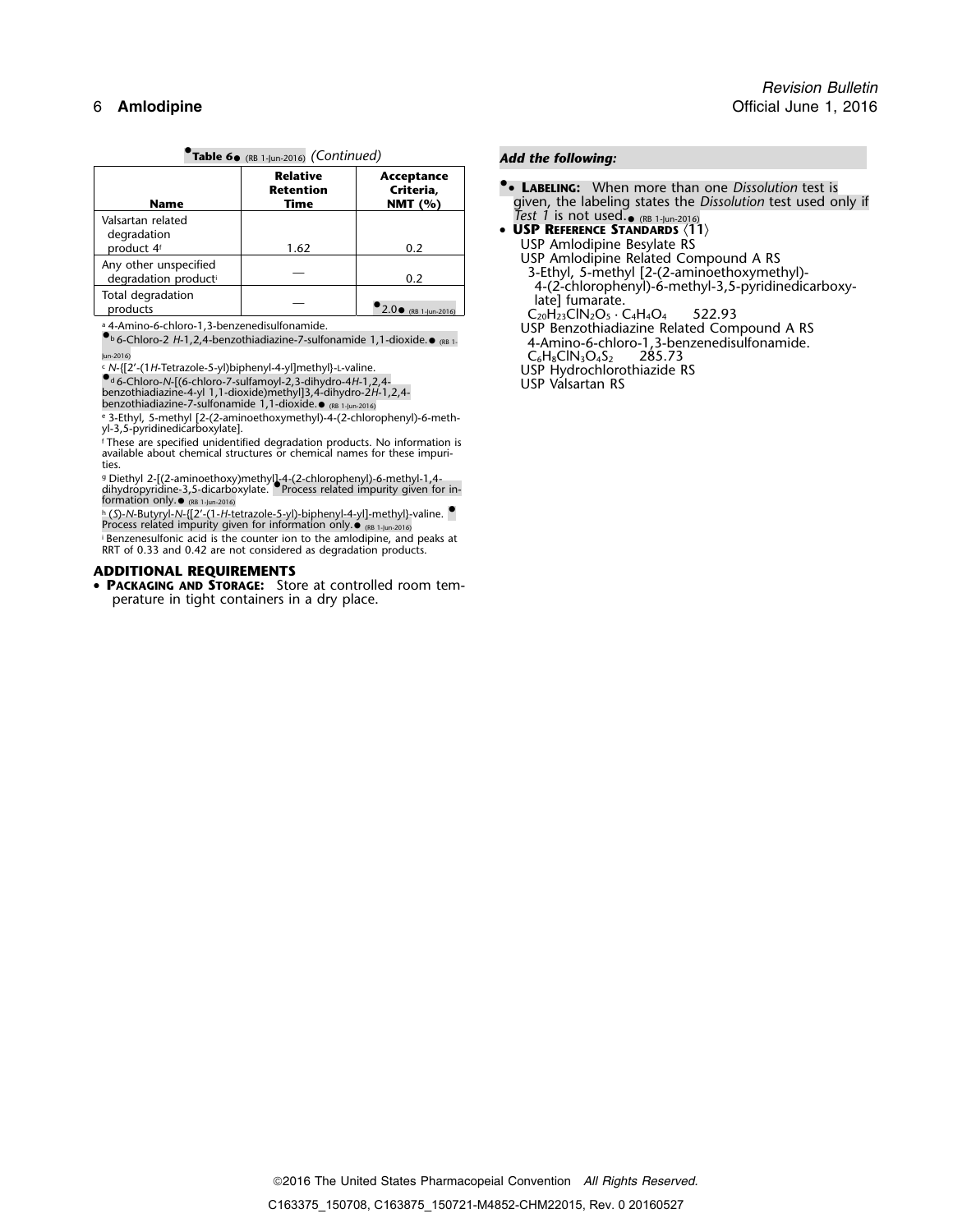●Table 6● (RB 1-Jun-2016) *(Continued)*

| Name | Relative Retention Time | Acceptance Criteria, NMT (%) |
|---|---|---|
| Valsartan related degradation product 4[f] | 1.62 | 0.2 |
| Any other unspecified degradation product[i] | — | 0.2 |
| Total degradation products | — | ●2.0● (RB 1-Jun-2016) |

[a] 4-Amino-6-chloro-1,3-benzenedisulfonamide.

●[b] 6-Chloro-2 *H*-1,2,4-benzothiadiazine-7-sulfonamide 1,1-dioxide.● (RB 1-Jun-2016)

[c] *N*-{[2′-(1*H*-Tetrazole-5-yl)biphenyl-4-yl]methyl}-L-valine.

●[d] 6-Chloro-*N*-[(6-chloro-7-sulfamoyl-2,3-dihydro-4*H*-1,2,4-benzothiadiazine-4-yl 1,1-dioxide)methyl]3,4-dihydro-2*H*-1,2,4-benzothiadiazine-7-sulfonamide 1,1-dioxide.● (RB 1-Jun-2016)

[e] 3-Ethyl, 5-methyl [2-(2-aminoethoxymethyl)-4-(2-chlorophenyl)-6-methyl-3,5-pyridinedicarboxylate].

[f] These are specified unidentified degradation products. No information is available about chemical structures or chemical names for these impurities.

[g] Diethyl 2-[(2-aminoethoxy)methyl]-4-(2-chlorophenyl)-6-methyl-1,4-dihydropyridine-3,5-dicarboxylate. ●Process related impurity given for information only.● (RB 1-Jun-2016)

[h] (*S*)-*N*-Butyryl-*N*-{[2′-(1-*H*-tetrazole-5-yl)-biphenyl-4-yl]-methyl}-valine. ●Process related impurity given for information only.● (RB 1-Jun-2016)

[i] Benzenesulfonic acid is the counter ion to the amlodipine, and peaks at RRT of 0.33 and 0.42 are not considered as degradation products.

## ADDITIONAL REQUIREMENTS

- **PACKAGING AND STORAGE:** Store at controlled room temperature in tight containers in a dry place.

*Add the following:*

●
- **LABELING:** When more than one *Dissolution* test is given, the labeling states the *Dissolution* test used only if *Test 1* is not used.● (RB 1-Jun-2016)
- **USP REFERENCE STANDARDS** ⟨11⟩

  USP Amlodipine Besylate RS

  USP Amlodipine Related Compound A RS

  3-Ethyl, 5-methyl [2-(2-aminoethoxymethyl)-4-(2-chlorophenyl)-6-methyl-3,5-pyridinedicarboxylate] fumarate.

  $C_{20}H_{23}ClN_2O_5 \cdot C_4H_4O_4$ 522.93

  USP Benzothiadiazine Related Compound A RS

  4-Amino-6-chloro-1,3-benzenedisulfonamide.

  $C_6H_8ClN_3O_4S_2$ 285.73

  USP Hydrochlorothiazide RS

  USP Valsartan RS